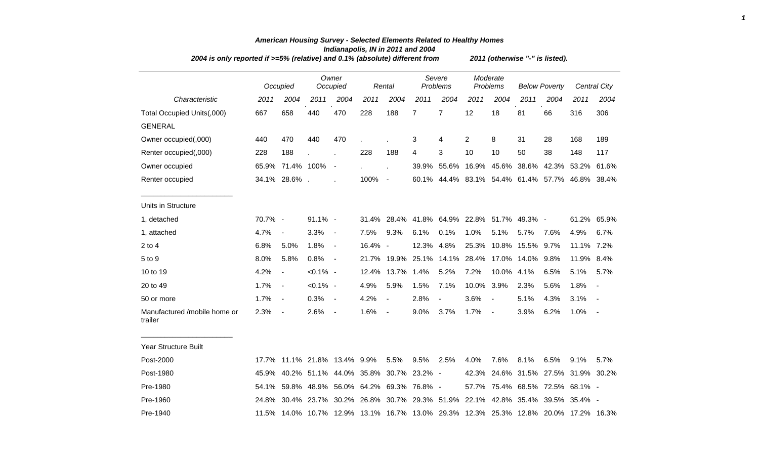# *American Housing Survey - Selected Elements Related to Healthy Homes*

## *Indianapolis, IN in 2011 and 2004*

***2004 is only reported if >=5% (relative) and 0.1% (absolute) different from 2011 (otherwise "-" is listed).***

| | *Occupied* | | *Owner Occupied* | | *Rental* | | *Severe Problems* | | *Moderate Problems* | | *Below Poverty* | | *Central City* | |
|---|---|---|---|---|---|---|---|---|---|---|---|---|---|---|
| *Characteristic* | *2011* | *2004* | *2011* | *2004* | *2011* | *2004* | *2011* | *2004* | *2011* | *2004* | *2011* | *2004* | *2011* | *2004* |
| Total Occupied Units(,000) | 667 | 658 | 440 | 470 | 228 | 188 | 7 | 7 | 12 | 18 | 81 | 66 | 316 | 306 |
| GENERAL | | | | | | | | | | | | | | |
| Owner occupied(,000) | 440 | 470 | 440 | 470 | . | . | 3 | 4 | 2 | 8 | 31 | 28 | 168 | 189 |
| Renter occupied(,000) | 228 | 188 | . | . | 228 | 188 | 4 | 3 | 10 | 10 | 50 | 38 | 148 | 117 |
| Owner occupied | 65.9% | 71.4% | 100% | - | . | . | 39.9% | 55.6% | 16.9% | 45.6% | 38.6% | 42.3% | 53.2% | 61.6% |
| Renter occupied | 34.1% | 28.6% | . | . | 100% | - | 60.1% | 44.4% | 83.1% | 54.4% | 61.4% | 57.7% | 46.8% | 38.4% |
| Units in Structure | | | | | | | | | | | | | | |
| 1, detached | 70.7% | - | 91.1% | - | 31.4% | 28.4% | 41.8% | 64.9% | 22.8% | 51.7% | 49.3% | - | 61.2% | 65.9% |
| 1, attached | 4.7% | - | 3.3% | - | 7.5% | 9.3% | 6.1% | 0.1% | 1.0% | 5.1% | 5.7% | 7.6% | 4.9% | 6.7% |
| 2 to 4 | 6.8% | 5.0% | 1.8% | - | 16.4% | - | 12.3% | 4.8% | 25.3% | 10.8% | 15.5% | 9.7% | 11.1% | 7.2% |
| 5 to 9 | 8.0% | 5.8% | 0.8% | - | 21.7% | 19.9% | 25.1% | 14.1% | 28.4% | 17.0% | 14.0% | 9.8% | 11.9% | 8.4% |
| 10 to 19 | 4.2% | - | <0.1% | - | 12.4% | 13.7% | 1.4% | 5.2% | 7.2% | 10.0% | 4.1% | 6.5% | 5.1% | 5.7% |
| 20 to 49 | 1.7% | - | <0.1% | - | 4.9% | 5.9% | 1.5% | 7.1% | 10.0% | 3.9% | 2.3% | 5.6% | 1.8% | - |
| 50 or more | 1.7% | - | 0.3% | - | 4.2% | - | 2.8% | - | 3.6% | - | 5.1% | 4.3% | 3.1% | - |
| Manufactured /mobile home or trailer | 2.3% | - | 2.6% | - | 1.6% | - | 9.0% | 3.7% | 1.7% | - | 3.9% | 6.2% | 1.0% | - |
| Year Structure Built | | | | | | | | | | | | | | |
| Post-2000 | 17.7% | 11.1% | 21.8% | 13.4% | 9.9% | 5.5% | 9.5% | 2.5% | 4.0% | 7.6% | 8.1% | 6.5% | 9.1% | 5.7% |
| Post-1980 | 45.9% | 40.2% | 51.1% | 44.0% | 35.8% | 30.7% | 23.2% | - | 42.3% | 24.6% | 31.5% | 27.5% | 31.9% | 30.2% |
| Pre-1980 | 54.1% | 59.8% | 48.9% | 56.0% | 64.2% | 69.3% | 76.8% | - | 57.7% | 75.4% | 68.5% | 72.5% | 68.1% | - |
| Pre-1960 | 24.8% | 30.4% | 23.7% | 30.2% | 26.8% | 30.7% | 29.3% | 51.9% | 22.1% | 42.8% | 35.4% | 39.5% | 35.4% | - |
| Pre-1940 | 11.5% | 14.0% | 10.7% | 12.9% | 13.1% | 16.7% | 13.0% | 29.3% | 12.3% | 25.3% | 12.8% | 20.0% | 17.2% | 16.3% |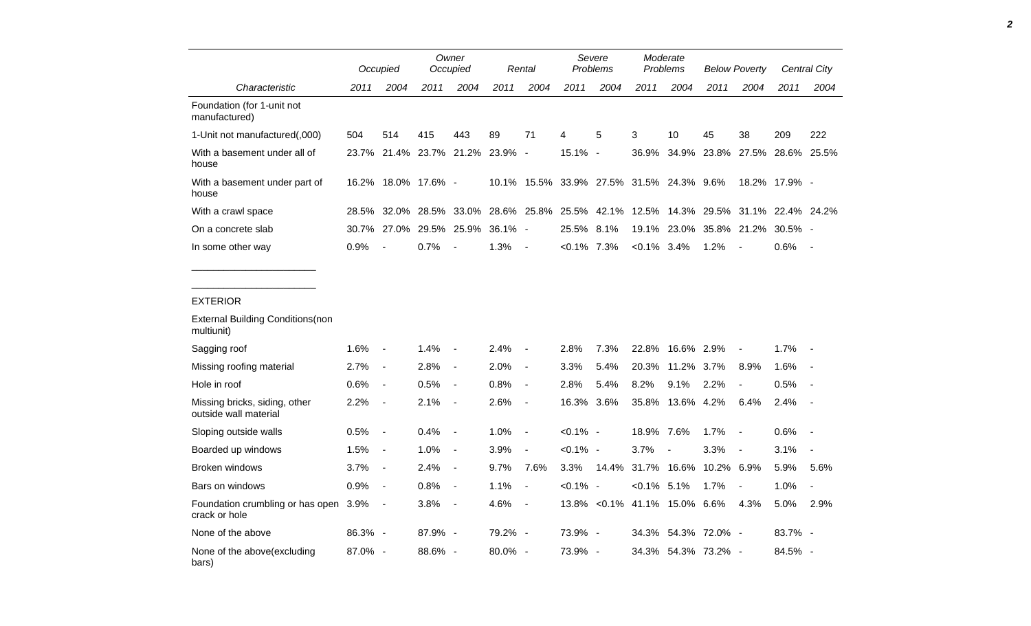| Characteristic | Occupied | | Owner Occupied | | Rental | | Severe Problems | | Moderate Problems | | Below Poverty | | Central City | |
|---|---|---|---|---|---|---|---|---|---|---|---|---|---|---|
| | 2011 | 2004 | 2011 | 2004 | 2011 | 2004 | 2011 | 2004 | 2011 | 2004 | 2011 | 2004 | 2011 | 2004 |
| Foundation (for 1-unit not manufactured) | | | | | | | | | | | | | | |
| 1-Unit not manufactured(,000) | 504 | 514 | 415 | 443 | 89 | 71 | 4 | 5 | 3 | 10 | 45 | 38 | 209 | 222 |
| With a basement under all of house | 23.7% | 21.4% | 23.7% | 21.2% | 23.9% | - | 15.1% | - | 36.9% | 34.9% | 23.8% | 27.5% | 28.6% | 25.5% |
| With a basement under part of house | 16.2% | 18.0% | 17.6% | - | 10.1% | 15.5% | 33.9% | 27.5% | 31.5% | 24.3% | 9.6% | 18.2% | 17.9% | - |
| With a crawl space | 28.5% | 32.0% | 28.5% | 33.0% | 28.6% | 25.8% | 25.5% | 42.1% | 12.5% | 14.3% | 29.5% | 31.1% | 22.4% | 24.2% |
| On a concrete slab | 30.7% | 27.0% | 29.5% | 25.9% | 36.1% | - | 25.5% | 8.1% | 19.1% | 23.0% | 35.8% | 21.2% | 30.5% | - |
| In some other way | 0.9% | - | 0.7% | - | 1.3% | - | <0.1% | 7.3% | <0.1% | 3.4% | 1.2% | - | 0.6% | - |
| EXTERIOR | | | | | | | | | | | | | | |
| External Building Conditions(non multiunit) | | | | | | | | | | | | | | |
| Sagging roof | 1.6% | - | 1.4% | - | 2.4% | - | 2.8% | 7.3% | 22.8% | 16.6% | 2.9% | - | 1.7% | - |
| Missing roofing material | 2.7% | - | 2.8% | - | 2.0% | - | 3.3% | 5.4% | 20.3% | 11.2% | 3.7% | 8.9% | 1.6% | - |
| Hole in roof | 0.6% | - | 0.5% | - | 0.8% | - | 2.8% | 5.4% | 8.2% | 9.1% | 2.2% | - | 0.5% | - |
| Missing bricks, siding, other outside wall material | 2.2% | - | 2.1% | - | 2.6% | - | 16.3% | 3.6% | 35.8% | 13.6% | 4.2% | 6.4% | 2.4% | - |
| Sloping outside walls | 0.5% | - | 0.4% | - | 1.0% | - | <0.1% | - | 18.9% | 7.6% | 1.7% | - | 0.6% | - |
| Boarded up windows | 1.5% | - | 1.0% | - | 3.9% | - | <0.1% | - | 3.7% | - | 3.3% | - | 3.1% | - |
| Broken windows | 3.7% | - | 2.4% | - | 9.7% | 7.6% | 3.3% | 14.4% | 31.7% | 16.6% | 10.2% | 6.9% | 5.9% | 5.6% |
| Bars on windows | 0.9% | - | 0.8% | - | 1.1% | - | <0.1% | - | <0.1% | 5.1% | 1.7% | - | 1.0% | - |
| Foundation crumbling or has open crack or hole | 3.9% | - | 3.8% | - | 4.6% | - | 13.8% | <0.1% | 41.1% | 15.0% | 6.6% | 4.3% | 5.0% | 2.9% |
| None of the above | 86.3% | - | 87.9% | - | 79.2% | - | 73.9% | - | 34.3% | 54.3% | 72.0% | - | 83.7% | - |
| None of the above(excluding bars) | 87.0% | - | 88.6% | - | 80.0% | - | 73.9% | - | 34.3% | 54.3% | 73.2% | - | 84.5% | - |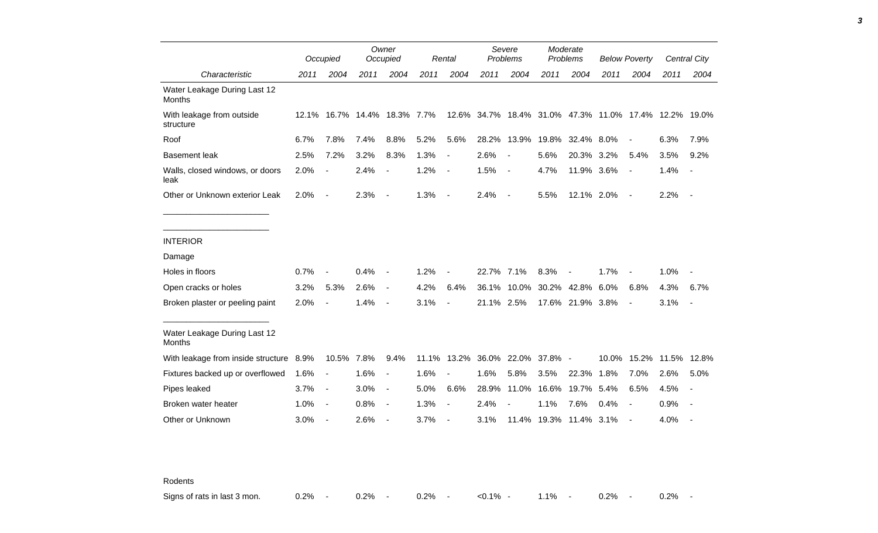| Characteristic | Occupied 2011 | Occupied 2004 | Owner Occupied 2011 | Owner Occupied 2004 | Rental 2011 | Rental 2004 | Severe Problems 2011 | Severe Problems 2004 | Moderate Problems 2011 | Moderate Problems 2004 | Below Poverty 2011 | Below Poverty 2004 | Central City 2011 | Central City 2004 |
|---|---|---|---|---|---|---|---|---|---|---|---|---|---|---|
| Water Leakage During Last 12 Months | | | | | | | | | | | | | | |
| With leakage from outside structure | 12.1% | 16.7% | 14.4% | 18.3% | 7.7% | 12.6% | 34.7% | 18.4% | 31.0% | 47.3% | 11.0% | 17.4% | 12.2% | 19.0% |
| Roof | 6.7% | 7.8% | 7.4% | 8.8% | 5.2% | 5.6% | 28.2% | 13.9% | 19.8% | 32.4% | 8.0% | - | 6.3% | 7.9% |
| Basement leak | 2.5% | 7.2% | 3.2% | 8.3% | 1.3% | - | 2.6% | - | 5.6% | 20.3% | 3.2% | 5.4% | 3.5% | 9.2% |
| Walls, closed windows, or doors leak | 2.0% | - | 2.4% | - | 1.2% | - | 1.5% | - | 4.7% | 11.9% | 3.6% | - | 1.4% | - |
| Other or Unknown exterior Leak | 2.0% | - | 2.3% | - | 1.3% | - | 2.4% | - | 5.5% | 12.1% | 2.0% | - | 2.2% | - |
| INTERIOR | | | | | | | | | | | | | | |
| Damage | | | | | | | | | | | | | | |
| Holes in floors | 0.7% | - | 0.4% | - | 1.2% | - | 22.7% | 7.1% | 8.3% | - | 1.7% | - | 1.0% | - |
| Open cracks or holes | 3.2% | 5.3% | 2.6% | - | 4.2% | 6.4% | 36.1% | 10.0% | 30.2% | 42.8% | 6.0% | 6.8% | 4.3% | 6.7% |
| Broken plaster or peeling paint | 2.0% | - | 1.4% | - | 3.1% | - | 21.1% | 2.5% | 17.6% | 21.9% | 3.8% | - | 3.1% | - |
| Water Leakage During Last 12 Months | | | | | | | | | | | | | | |
| With leakage from inside structure | 8.9% | 10.5% | 7.8% | 9.4% | 11.1% | 13.2% | 36.0% | 22.0% | 37.8% | - | 10.0% | 15.2% | 11.5% | 12.8% |
| Fixtures backed up or overflowed | 1.6% | - | 1.6% | - | 1.6% | - | 1.6% | 5.8% | 3.5% | 22.3% | 1.8% | 7.0% | 2.6% | 5.0% |
| Pipes leaked | 3.7% | - | 3.0% | - | 5.0% | 6.6% | 28.9% | 11.0% | 16.6% | 19.7% | 5.4% | 6.5% | 4.5% | - |
| Broken water heater | 1.0% | - | 0.8% | - | 1.3% | - | 2.4% | - | 1.1% | 7.6% | 0.4% | - | 0.9% | - |
| Other or Unknown | 3.0% | - | 2.6% | - | 3.7% | - | 3.1% | 11.4% | 19.3% | 11.4% | 3.1% | - | 4.0% | - |
| Rodents | | | | | | | | | | | | | | |
| Signs of rats in last 3 mon. | 0.2% | - | 0.2% | - | 0.2% | - | <0.1% | - | 1.1% | - | 0.2% | - | 0.2% | - |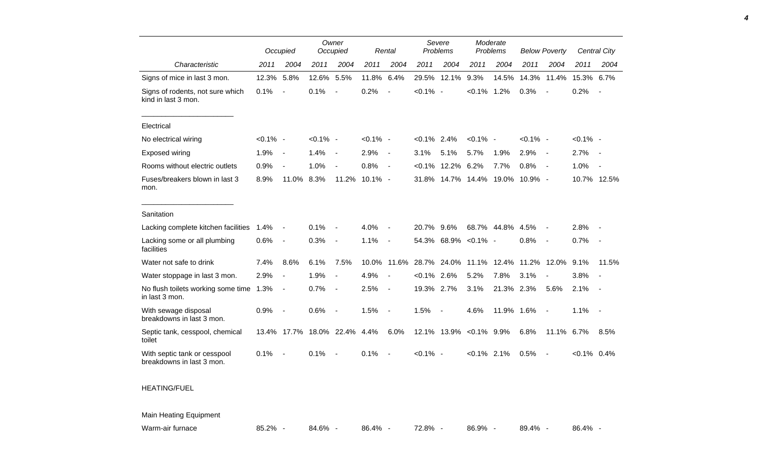| Characteristic | Occupied 2011 | Occupied 2004 | Owner Occupied 2011 | Owner Occupied 2004 | Rental 2011 | Rental 2004 | Severe Problems 2011 | Severe Problems 2004 | Moderate Problems 2011 | Moderate Problems 2004 | Below Poverty 2011 | Below Poverty 2004 | Central City 2011 | Central City 2004 |
|---|---|---|---|---|---|---|---|---|---|---|---|---|---|---|
| Signs of mice in last 3 mon. | 12.3% | 5.8% | 12.6% | 5.5% | 11.8% | 6.4% | 29.5% | 12.1% | 9.3% | 14.5% | 14.3% | 11.4% | 15.3% | 6.7% |
| Signs of rodents, not sure which kind in last 3 mon. | 0.1% | - | 0.1% | - | 0.2% | - | <0.1% | - | <0.1% | 1.2% | 0.3% | - | 0.2% | - |
| Electrical | | | | | | | | | | | | | | |
| No electrical wiring | <0.1% | - | <0.1% | - | <0.1% | - | <0.1% | 2.4% | <0.1% | - | <0.1% | - | <0.1% | - |
| Exposed wiring | 1.9% | - | 1.4% | - | 2.9% | - | 3.1% | 5.1% | 5.7% | 1.9% | 2.9% | - | 2.7% | - |
| Rooms without electric outlets | 0.9% | - | 1.0% | - | 0.8% | - | <0.1% | 12.2% | 6.2% | 7.7% | 0.8% | - | 1.0% | - |
| Fuses/breakers blown in last 3 mon. | 8.9% | 11.0% | 8.3% | 11.2% | 10.1% | - | 31.8% | 14.7% | 14.4% | 19.0% | 10.9% | - | 10.7% | 12.5% |
| Sanitation | | | | | | | | | | | | | | |
| Lacking complete kitchen facilities | 1.4% | - | 0.1% | - | 4.0% | - | 20.7% | 9.6% | 68.7% | 44.8% | 4.5% | - | 2.8% | - |
| Lacking some or all plumbing facilities | 0.6% | - | 0.3% | - | 1.1% | - | 54.3% | 68.9% | <0.1% | - | 0.8% | - | 0.7% | - |
| Water not safe to drink | 7.4% | 8.6% | 6.1% | 7.5% | 10.0% | 11.6% | 28.7% | 24.0% | 11.1% | 12.4% | 11.2% | 12.0% | 9.1% | 11.5% |
| Water stoppage in last 3 mon. | 2.9% | - | 1.9% | - | 4.9% | - | <0.1% | 2.6% | 5.2% | 7.8% | 3.1% | - | 3.8% | - |
| No flush toilets working some time in last 3 mon. | 1.3% | - | 0.7% | - | 2.5% | - | 19.3% | 2.7% | 3.1% | 21.3% | 2.3% | 5.6% | 2.1% | - |
| With sewage disposal breakdowns in last 3 mon. | 0.9% | - | 0.6% | - | 1.5% | - | 1.5% | - | 4.6% | 11.9% | 1.6% | - | 1.1% | - |
| Septic tank, cesspool, chemical toilet | 13.4% | 17.7% | 18.0% | 22.4% | 4.4% | 6.0% | 12.1% | 13.9% | <0.1% | 9.9% | 6.8% | 11.1% | 6.7% | 8.5% |
| With septic tank or cesspool breakdowns in last 3 mon. | 0.1% | - | 0.1% | - | 0.1% | - | <0.1% | - | <0.1% | 2.1% | 0.5% | - | <0.1% | 0.4% |
| HEATING/FUEL | | | | | | | | | | | | | | |
| Main Heating Equipment | | | | | | | | | | | | | | |
| Warm-air furnace | 85.2% | - | 84.6% | - | 86.4% | - | 72.8% | - | 86.9% | - | 89.4% | - | 86.4% | - |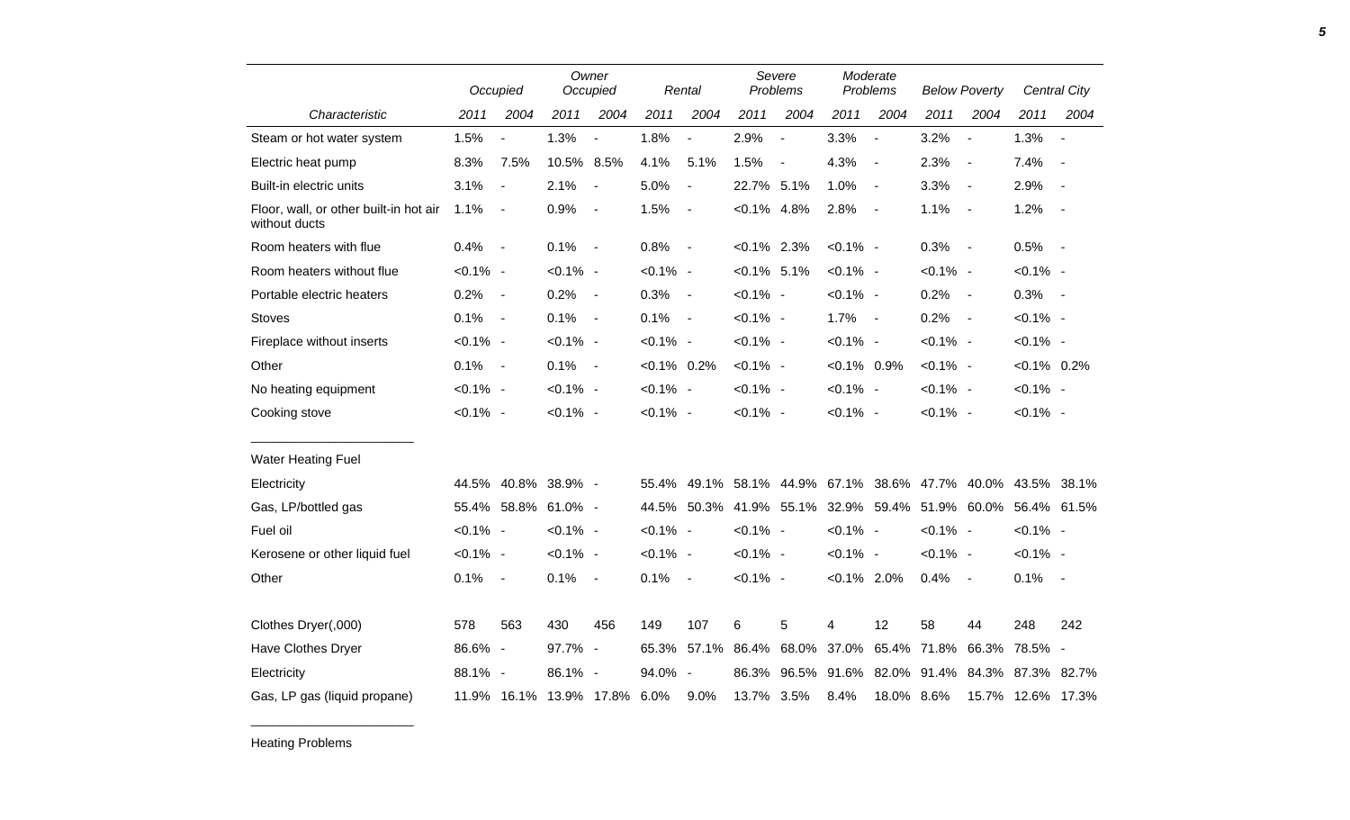| Characteristic | Occupied 2011 | Occupied 2004 | Owner Occupied 2011 | Owner Occupied 2004 | Rental 2011 | Rental 2004 | Severe Problems 2011 | Severe Problems 2004 | Moderate Problems 2011 | Moderate Problems 2004 | Below Poverty 2011 | Below Poverty 2004 | Central City 2011 | Central City 2004 |
|---|---|---|---|---|---|---|---|---|---|---|---|---|---|---|
| Steam or hot water system | 1.5% | - | 1.3% | - | 1.8% | - | 2.9% | - | 3.3% | - | 3.2% | - | 1.3% | - |
| Electric heat pump | 8.3% | 7.5% | 10.5% | 8.5% | 4.1% | 5.1% | 1.5% | - | 4.3% | - | 2.3% | - | 7.4% | - |
| Built-in electric units | 3.1% | - | 2.1% | - | 5.0% | - | 22.7% | 5.1% | 1.0% | - | 3.3% | - | 2.9% | - |
| Floor, wall, or other built-in hot air without ducts | 1.1% | - | 0.9% | - | 1.5% | - | <0.1% | 4.8% | 2.8% | - | 1.1% | - | 1.2% | - |
| Room heaters with flue | 0.4% | - | 0.1% | - | 0.8% | - | <0.1% | 2.3% | <0.1% | - | 0.3% | - | 0.5% | - |
| Room heaters without flue | <0.1% | - | <0.1% | - | <0.1% | - | <0.1% | 5.1% | <0.1% | - | <0.1% | - | <0.1% | - |
| Portable electric heaters | 0.2% | - | 0.2% | - | 0.3% | - | <0.1% | - | <0.1% | - | 0.2% | - | 0.3% | - |
| Stoves | 0.1% | - | 0.1% | - | 0.1% | - | <0.1% | - | 1.7% | - | 0.2% | - | <0.1% | - |
| Fireplace without inserts | <0.1% | - | <0.1% | - | <0.1% | - | <0.1% | - | <0.1% | - | <0.1% | - | <0.1% | - |
| Other | 0.1% | - | 0.1% | - | <0.1% | 0.2% | <0.1% | - | <0.1% | 0.9% | <0.1% | - | <0.1% | 0.2% |
| No heating equipment | <0.1% | - | <0.1% | - | <0.1% | - | <0.1% | - | <0.1% | - | <0.1% | - | <0.1% | - |
| Cooking stove | <0.1% | - | <0.1% | - | <0.1% | - | <0.1% | - | <0.1% | - | <0.1% | - | <0.1% | - |
| Water Heating Fuel | | | | | | | | | | | | | | |
| Electricity | 44.5% | 40.8% | 38.9% | - | 55.4% | 49.1% | 58.1% | 44.9% | 67.1% | 38.6% | 47.7% | 40.0% | 43.5% | 38.1% |
| Gas, LP/bottled gas | 55.4% | 58.8% | 61.0% | - | 44.5% | 50.3% | 41.9% | 55.1% | 32.9% | 59.4% | 51.9% | 60.0% | 56.4% | 61.5% |
| Fuel oil | <0.1% | - | <0.1% | - | <0.1% | - | <0.1% | - | <0.1% | - | <0.1% | - | <0.1% | - |
| Kerosene or other liquid fuel | <0.1% | - | <0.1% | - | <0.1% | - | <0.1% | - | <0.1% | - | <0.1% | - | <0.1% | - |
| Other | 0.1% | - | 0.1% | - | 0.1% | - | <0.1% | - | <0.1% | 2.0% | 0.4% | - | 0.1% | - |
| Clothes Dryer(,000) | 578 | 563 | 430 | 456 | 149 | 107 | 6 | 5 | 4 | 12 | 58 | 44 | 248 | 242 |
| Have Clothes Dryer | 86.6% | - | 97.7% | - | 65.3% | 57.1% | 86.4% | 68.0% | 37.0% | 65.4% | 71.8% | 66.3% | 78.5% | - |
| Electricity | 88.1% | - | 86.1% | - | 94.0% | - | 86.3% | 96.5% | 91.6% | 82.0% | 91.4% | 84.3% | 87.3% | 82.7% |
| Gas, LP gas (liquid propane) | 11.9% | 16.1% | 13.9% | 17.8% | 6.0% | 9.0% | 13.7% | 3.5% | 8.4% | 18.0% | 8.6% | 15.7% | 12.6% | 17.3% |

Heating Problems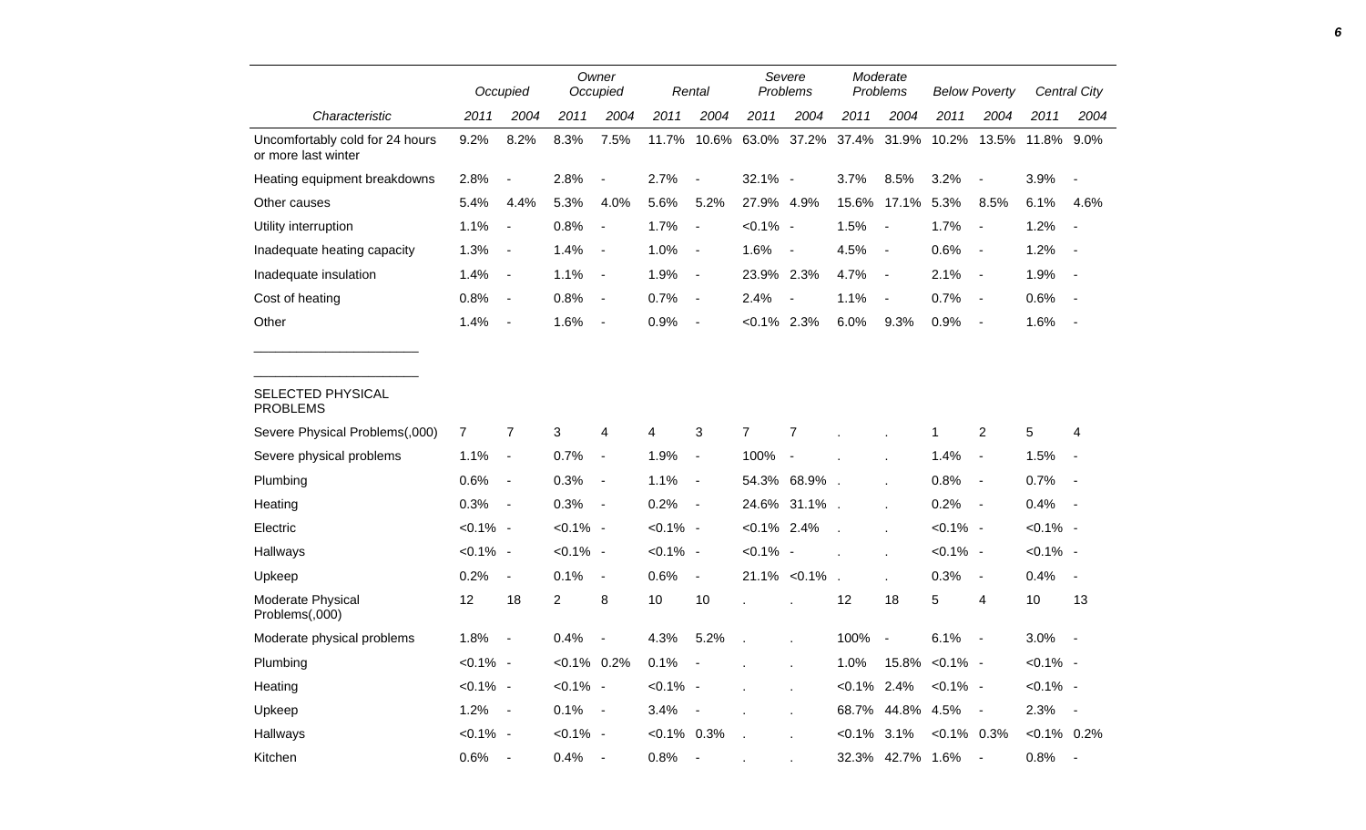| Characteristic | Occupied | | Owner Occupied | | Rental | | Severe Problems | | Moderate Problems | | Below Poverty | | Central City | |
|---|---|---|---|---|---|---|---|---|---|---|---|---|---|---|
| | 2011 | 2004 | 2011 | 2004 | 2011 | 2004 | 2011 | 2004 | 2011 | 2004 | 2011 | 2004 | 2011 | 2004 |
| Uncomfortably cold for 24 hours or more last winter | 9.2% | 8.2% | 8.3% | 7.5% | 11.7% | 10.6% | 63.0% | 37.2% | 37.4% | 31.9% | 10.2% | 13.5% | 11.8% | 9.0% |
| Heating equipment breakdowns | 2.8% | - | 2.8% | - | 2.7% | - | 32.1% | - | 3.7% | 8.5% | 3.2% | - | 3.9% | - |
| Other causes | 5.4% | 4.4% | 5.3% | 4.0% | 5.6% | 5.2% | 27.9% | 4.9% | 15.6% | 17.1% | 5.3% | 8.5% | 6.1% | 4.6% |
| Utility interruption | 1.1% | - | 0.8% | - | 1.7% | - | <0.1% | - | 1.5% | - | 1.7% | - | 1.2% | - |
| Inadequate heating capacity | 1.3% | - | 1.4% | - | 1.0% | - | 1.6% | - | 4.5% | - | 0.6% | - | 1.2% | - |
| Inadequate insulation | 1.4% | - | 1.1% | - | 1.9% | - | 23.9% | 2.3% | 4.7% | - | 2.1% | - | 1.9% | - |
| Cost of heating | 0.8% | - | 0.8% | - | 0.7% | - | 2.4% | - | 1.1% | - | 0.7% | - | 0.6% | - |
| Other | 1.4% | - | 1.6% | - | 0.9% | - | <0.1% | 2.3% | 6.0% | 9.3% | 0.9% | - | 1.6% | - |
| SELECTED PHYSICAL PROBLEMS | | | | | | | | | | | | | | |
| Severe Physical Problems(,000) | 7 | 7 | 3 | 4 | 4 | 3 | 7 | 7 | . | . | 1 | 2 | 5 | 4 |
| Severe physical problems | 1.1% | - | 0.7% | - | 1.9% | - | 100% | - | . | . | 1.4% | - | 1.5% | - |
| Plumbing | 0.6% | - | 0.3% | - | 1.1% | - | 54.3% | 68.9% | . | . | 0.8% | - | 0.7% | - |
| Heating | 0.3% | - | 0.3% | - | 0.2% | - | 24.6% | 31.1% | . | . | 0.2% | - | 0.4% | - |
| Electric | <0.1% | - | <0.1% | - | <0.1% | - | <0.1% | 2.4% | . | . | <0.1% | - | <0.1% | - |
| Hallways | <0.1% | - | <0.1% | - | <0.1% | - | <0.1% | - | . | . | <0.1% | - | <0.1% | - |
| Upkeep | 0.2% | - | 0.1% | - | 0.6% | - | 21.1% | <0.1% | . | . | 0.3% | - | 0.4% | - |
| Moderate Physical Problems(,000) | 12 | 18 | 2 | 8 | 10 | 10 | . | . | 12 | 18 | 5 | 4 | 10 | 13 |
| Moderate physical problems | 1.8% | - | 0.4% | - | 4.3% | 5.2% | . | . | 100% | - | 6.1% | - | 3.0% | - |
| Plumbing | <0.1% | - | <0.1% | 0.2% | 0.1% | - | . | . | 1.0% | 15.8% | <0.1% | - | <0.1% | - |
| Heating | <0.1% | - | <0.1% | - | <0.1% | - | . | . | <0.1% | 2.4% | <0.1% | - | <0.1% | - |
| Upkeep | 1.2% | - | 0.1% | - | 3.4% | - | . | . | 68.7% | 44.8% | 4.5% | - | 2.3% | - |
| Hallways | <0.1% | - | <0.1% | - | <0.1% | 0.3% | . | . | <0.1% | 3.1% | <0.1% | 0.3% | <0.1% | 0.2% |
| Kitchen | 0.6% | - | 0.4% | - | 0.8% | - | . | . | 32.3% | 42.7% | 1.6% | - | 0.8% | - |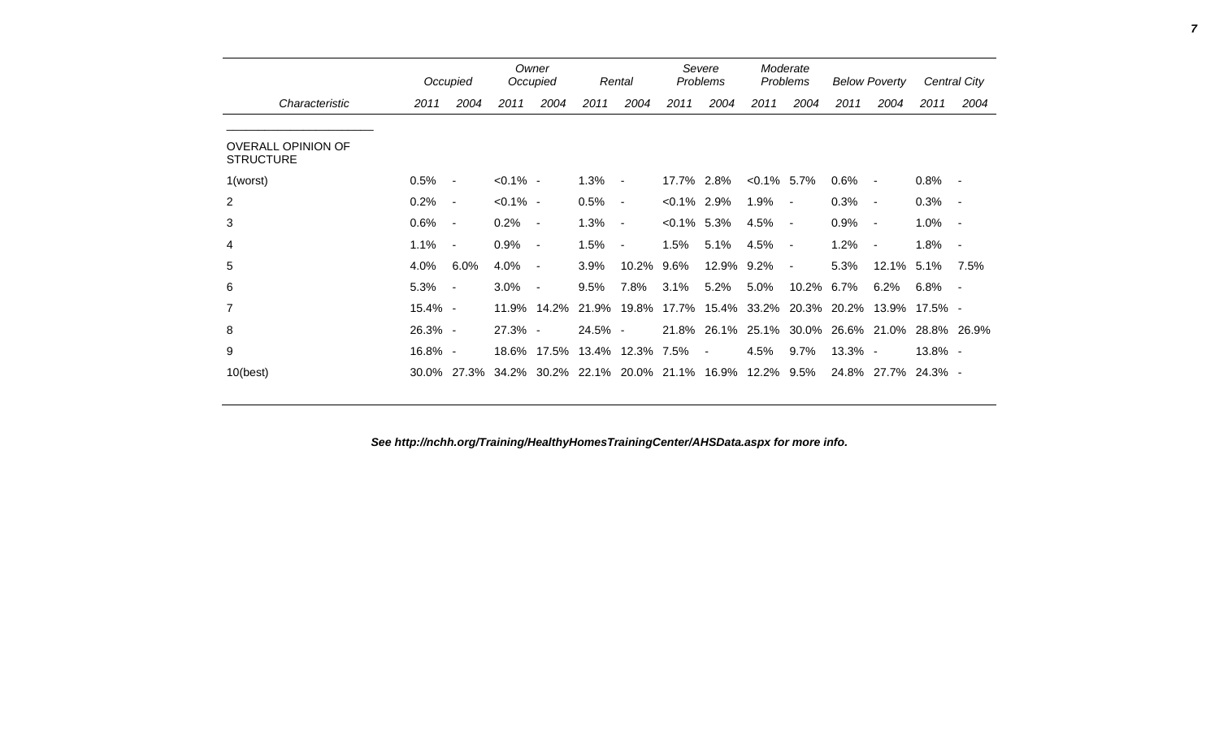| | Occupied | | Owner Occupied | | Rental | | Severe Problems | | Moderate Problems | | Below Poverty | | Central City | |
|---|---|---|---|---|---|---|---|---|---|---|---|---|---|---|
| Characteristic | 2011 | 2004 | 2011 | 2004 | 2011 | 2004 | 2011 | 2004 | 2011 | 2004 | 2011 | 2004 | 2011 | 2004 |
| OVERALL OPINION OF STRUCTURE | | | | | | | | | | | | | | |
| 1(worst) | 0.5% | - | <0.1% | - | 1.3% | - | 17.7% | 2.8% | <0.1% | 5.7% | 0.6% | - | 0.8% | - |
| 2 | 0.2% | - | <0.1% | - | 0.5% | - | <0.1% | 2.9% | 1.9% | - | 0.3% | - | 0.3% | - |
| 3 | 0.6% | - | 0.2% | - | 1.3% | - | <0.1% | 5.3% | 4.5% | - | 0.9% | - | 1.0% | - |
| 4 | 1.1% | - | 0.9% | - | 1.5% | - | 1.5% | 5.1% | 4.5% | - | 1.2% | - | 1.8% | - |
| 5 | 4.0% | 6.0% | 4.0% | - | 3.9% | 10.2% | 9.6% | 12.9% | 9.2% | - | 5.3% | 12.1% | 5.1% | 7.5% |
| 6 | 5.3% | - | 3.0% | - | 9.5% | 7.8% | 3.1% | 5.2% | 5.0% | 10.2% | 6.7% | 6.2% | 6.8% | - |
| 7 | 15.4% | - | 11.9% | 14.2% | 21.9% | 19.8% | 17.7% | 15.4% | 33.2% | 20.3% | 20.2% | 13.9% | 17.5% | - |
| 8 | 26.3% | - | 27.3% | - | 24.5% | - | 21.8% | 26.1% | 25.1% | 30.0% | 26.6% | 21.0% | 28.8% | 26.9% |
| 9 | 16.8% | - | 18.6% | 17.5% | 13.4% | 12.3% | 7.5% | - | 4.5% | 9.7% | 13.3% | - | 13.8% | - |
| 10(best) | 30.0% | 27.3% | 34.2% | 30.2% | 22.1% | 20.0% | 21.1% | 16.9% | 12.2% | 9.5% | 24.8% | 27.7% | 24.3% | - |

***See http://nchh.org/Training/HealthyHomesTrainingCenter/AHSData.aspx for more info.***